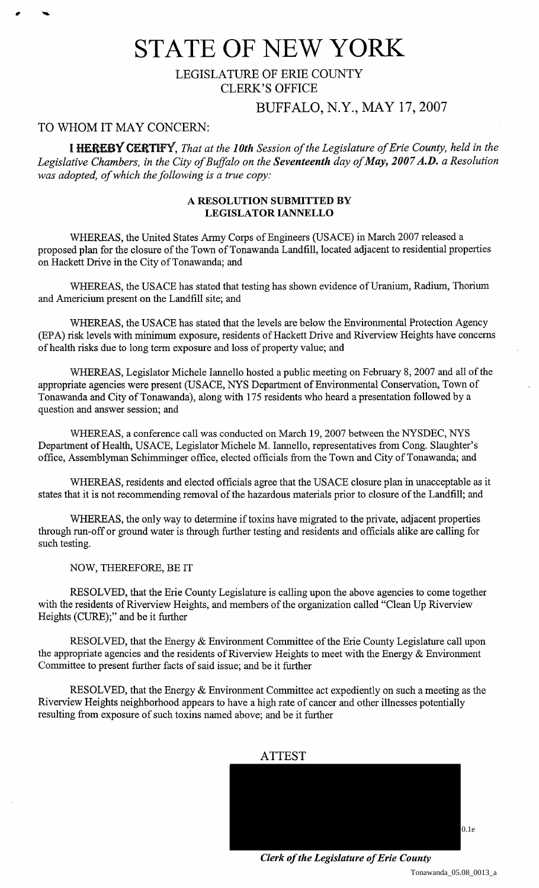# STATE OF NEW YORK

LEGISLATURE OF ERIE COUNTY
CLERK'S OFFICE

BUFFALO, N.Y., MAY 17, 2007

TO WHOM IT MAY CONCERN:

**I HEREBY CERTIFY**, *That at the **10th** Session of the Legislature of Erie County, held in the Legislative Chambers, in the City of Buffalo on the **Seventeenth** day of **May, 2007 A.D.** a Resolution was adopted, of which the following is a true copy:*

**A RESOLUTION SUBMITTED BY**
**LEGISLATOR IANNELLO**

WHEREAS, the United States Army Corps of Engineers (USACE) in March 2007 released a proposed plan for the closure of the Town of Tonawanda Landfill, located adjacent to residential properties on Hackett Drive in the City of Tonawanda; and

WHEREAS, the USACE has stated that testing has shown evidence of Uranium, Radium, Thorium and Americium present on the Landfill site; and

WHEREAS, the USACE has stated that the levels are below the Environmental Protection Agency (EPA) risk levels with minimum exposure, residents of Hackett Drive and Riverview Heights have concerns of health risks due to long term exposure and loss of property value; and

WHEREAS, Legislator Michele Iannello hosted a public meeting on February 8, 2007 and all of the appropriate agencies were present (USACE, NYS Department of Environmental Conservation, Town of Tonawanda and City of Tonawanda), along with 175 residents who heard a presentation followed by a question and answer session; and

WHEREAS, a conference call was conducted on March 19, 2007 between the NYSDEC, NYS Department of Health, USACE, Legislator Michele M. Iannello, representatives from Cong. Slaughter's office, Assemblyman Schimminger office, elected officials from the Town and City of Tonawanda; and

WHEREAS, residents and elected officials agree that the USACE closure plan in unacceptable as it states that it is not recommending removal of the hazardous materials prior to closure of the Landfill; and

WHEREAS, the only way to determine if toxins have migrated to the private, adjacent properties through run-off or ground water is through further testing and residents and officials alike are calling for such testing.

NOW, THEREFORE, BE IT

RESOLVED, that the Erie County Legislature is calling upon the above agencies to come together with the residents of Riverview Heights, and members of the organization called "Clean Up Riverview Heights (CURE);" and be it further

RESOLVED, that the Energy & Environment Committee of the Erie County Legislature call upon the appropriate agencies and the residents of Riverview Heights to meet with the Energy & Environment Committee to present further facts of said issue; and be it further

RESOLVED, that the Energy & Environment Committee act expediently on such a meeting as the Riverview Heights neighborhood appears to have a high rate of cancer and other illnesses potentially resulting from exposure of such toxins named above; and be it further

ATTEST

0.1e

***Clerk of the Legislature of Erie County***

Tonawanda_05.08_0013_a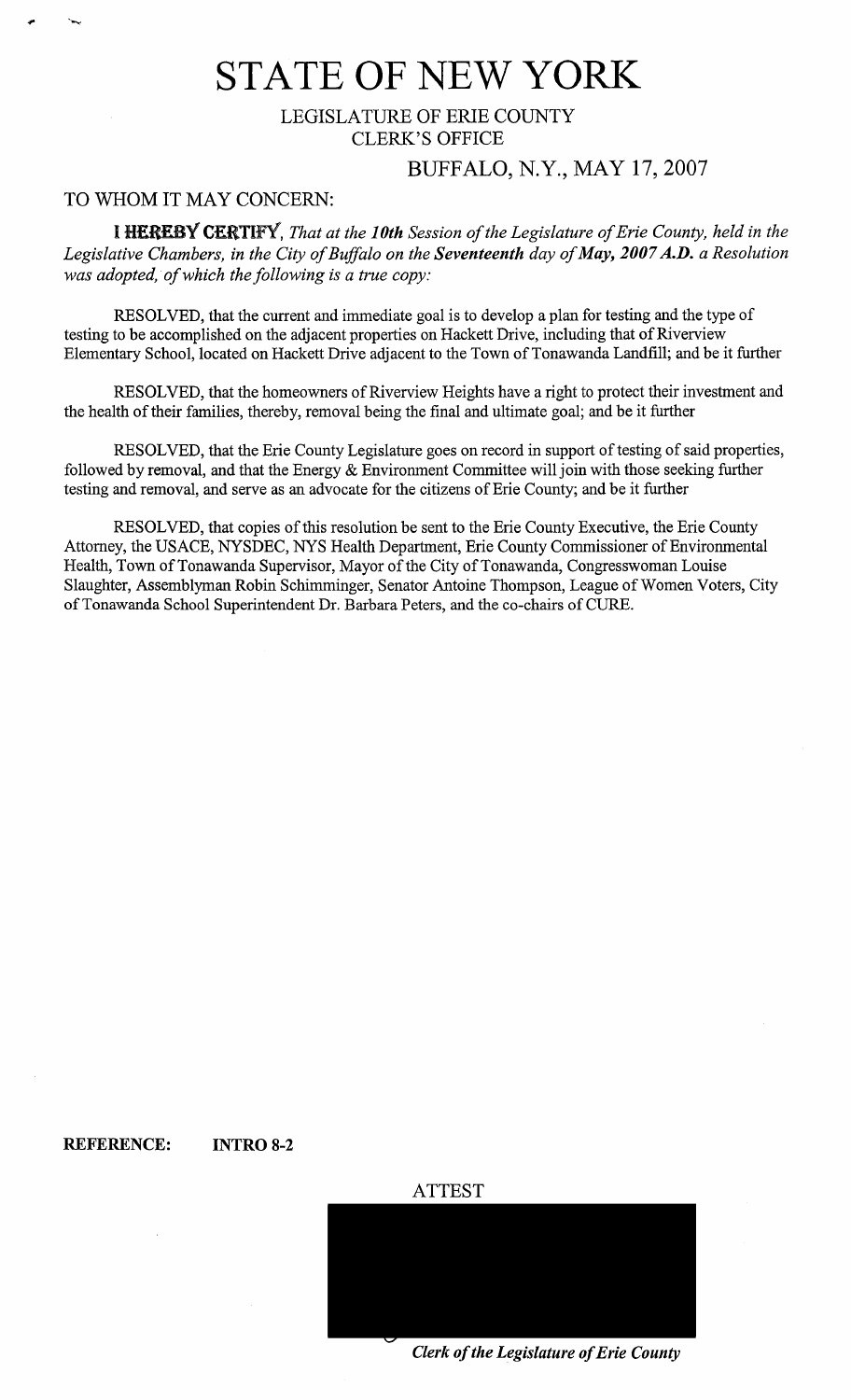# STATE OF NEW YORK

LEGISLATURE OF ERIE COUNTY
CLERK'S OFFICE

BUFFALO, N.Y., MAY 17, 2007

TO WHOM IT MAY CONCERN:

**I HEREBY CERTIFY**, *That at the **10th** Session of the Legislature of Erie County, held in the Legislative Chambers, in the City of Buffalo on the **Seventeenth** day of **May, 2007 A.D.** a Resolution was adopted, of which the following is a true copy:*

RESOLVED, that the current and immediate goal is to develop a plan for testing and the type of testing to be accomplished on the adjacent properties on Hackett Drive, including that of Riverview Elementary School, located on Hackett Drive adjacent to the Town of Tonawanda Landfill; and be it further

RESOLVED, that the homeowners of Riverview Heights have a right to protect their investment and the health of their families, thereby, removal being the final and ultimate goal; and be it further

RESOLVED, that the Erie County Legislature goes on record in support of testing of said properties, followed by removal, and that the Energy & Environment Committee will join with those seeking further testing and removal, and serve as an advocate for the citizens of Erie County; and be it further

RESOLVED, that copies of this resolution be sent to the Erie County Executive, the Erie County Attorney, the USACE, NYSDEC, NYS Health Department, Erie County Commissioner of Environmental Health, Town of Tonawanda Supervisor, Mayor of the City of Tonawanda, Congresswoman Louise Slaughter, Assemblyman Robin Schimminger, Senator Antoine Thompson, League of Women Voters, City of Tonawanda School Superintendent Dr. Barbara Peters, and the co-chairs of CURE.

**REFERENCE:** **INTRO 8-2**

ATTEST

***Clerk of the Legislature of Erie County***